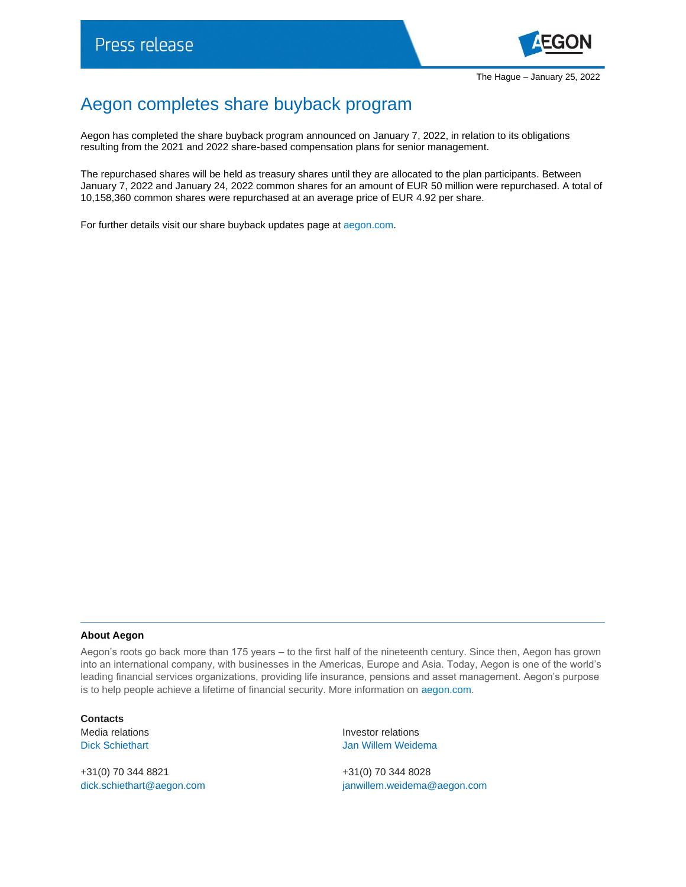Press release

The Hague – January 25, 2022

# Aegon completes share buyback program

Aegon has completed the share buyback program announced on January 7, 2022, in relation to its obligations resulting from the 2021 and 2022 share-based compensation plans for senior management.

The repurchased shares will be held as treasury shares until they are allocated to the plan participants. Between January 7, 2022 and January 24, 2022 common shares for an amount of EUR 50 million were repurchased. A total of 10,158,360 common shares were repurchased at an average price of EUR 4.92 per share.

For further details visit our share buyback updates page at aegon.com.

**About Aegon**

Aegon's roots go back more than 175 years – to the first half of the nineteenth century. Since then, Aegon has grown into an international company, with businesses in the Americas, Europe and Asia. Today, Aegon is one of the world's leading financial services organizations, providing life insurance, pensions and asset management. Aegon's purpose is to help people achieve a lifetime of financial security. More information on aegon.com.

**Contacts**

Media relations
Dick Schiethart

+31(0) 70 344 8821
dick.schiethart@aegon.com

Investor relations
Jan Willem Weidema

+31(0) 70 344 8028
janwillem.weidema@aegon.com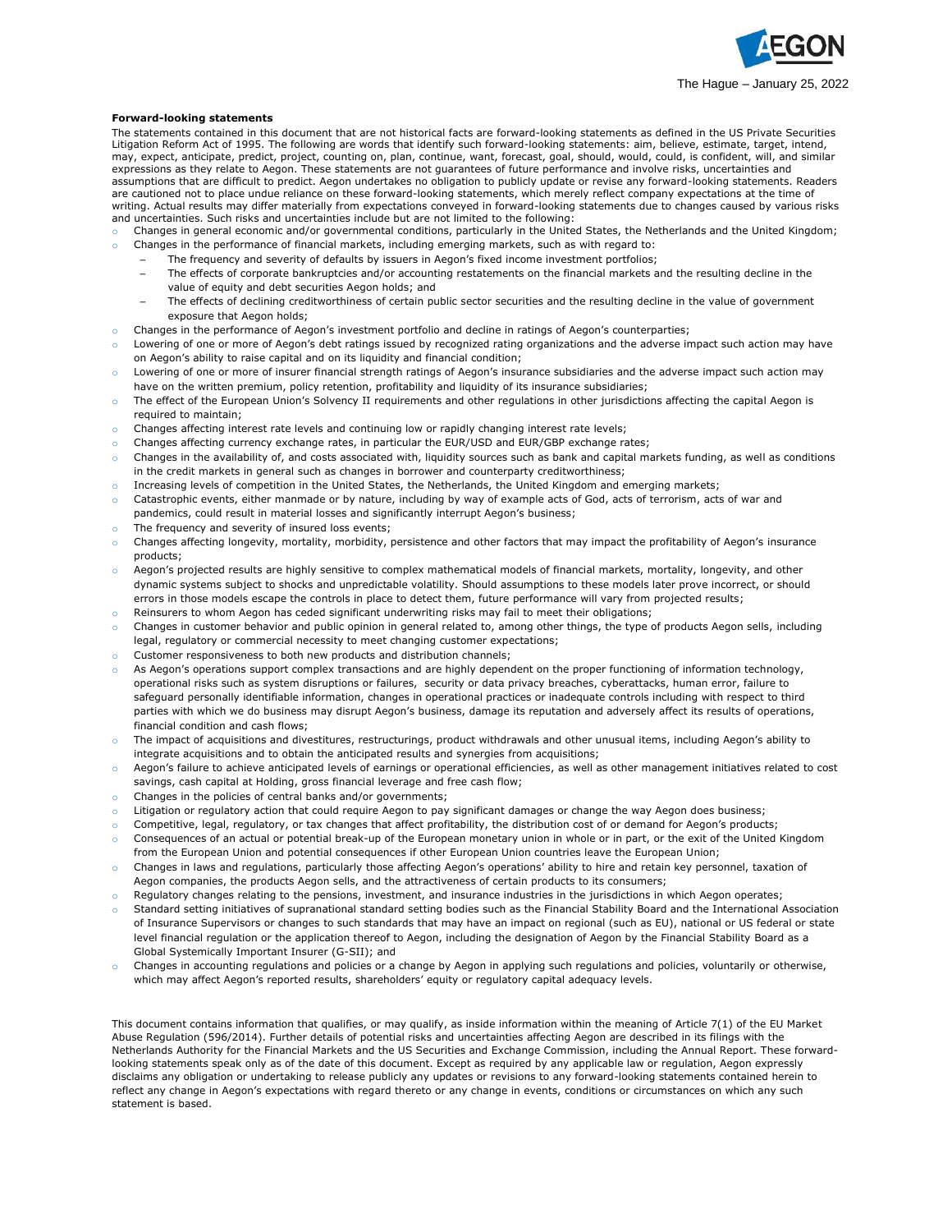The Hague – January 25, 2022

**Forward-looking statements**

The statements contained in this document that are not historical facts are forward-looking statements as defined in the US Private Securities Litigation Reform Act of 1995. The following are words that identify such forward-looking statements: aim, believe, estimate, target, intend, may, expect, anticipate, predict, project, counting on, plan, continue, want, forecast, goal, should, would, could, is confident, will, and similar expressions as they relate to Aegon. These statements are not guarantees of future performance and involve risks, uncertainties and assumptions that are difficult to predict. Aegon undertakes no obligation to publicly update or revise any forward-looking statements. Readers are cautioned not to place undue reliance on these forward-looking statements, which merely reflect company expectations at the time of writing. Actual results may differ materially from expectations conveyed in forward-looking statements due to changes caused by various risks and uncertainties. Such risks and uncertainties include but are not limited to the following:

- Changes in general economic and/or governmental conditions, particularly in the United States, the Netherlands and the United Kingdom;
- Changes in the performance of financial markets, including emerging markets, such as with regard to:
  - The frequency and severity of defaults by issuers in Aegon's fixed income investment portfolios;
  - The effects of corporate bankruptcies and/or accounting restatements on the financial markets and the resulting decline in the value of equity and debt securities Aegon holds; and
  - The effects of declining creditworthiness of certain public sector securities and the resulting decline in the value of government exposure that Aegon holds;
- Changes in the performance of Aegon's investment portfolio and decline in ratings of Aegon's counterparties;
- Lowering of one or more of Aegon's debt ratings issued by recognized rating organizations and the adverse impact such action may have on Aegon's ability to raise capital and on its liquidity and financial condition;
- Lowering of one or more of insurer financial strength ratings of Aegon's insurance subsidiaries and the adverse impact such action may have on the written premium, policy retention, profitability and liquidity of its insurance subsidiaries;
- The effect of the European Union's Solvency II requirements and other regulations in other jurisdictions affecting the capital Aegon is required to maintain;
- Changes affecting interest rate levels and continuing low or rapidly changing interest rate levels;
- Changes affecting currency exchange rates, in particular the EUR/USD and EUR/GBP exchange rates;
- Changes in the availability of, and costs associated with, liquidity sources such as bank and capital markets funding, as well as conditions in the credit markets in general such as changes in borrower and counterparty creditworthiness;
- Increasing levels of competition in the United States, the Netherlands, the United Kingdom and emerging markets;
- Catastrophic events, either manmade or by nature, including by way of example acts of God, acts of terrorism, acts of war and pandemics, could result in material losses and significantly interrupt Aegon's business;
- The frequency and severity of insured loss events;
- Changes affecting longevity, mortality, morbidity, persistence and other factors that may impact the profitability of Aegon's insurance products;
- Aegon's projected results are highly sensitive to complex mathematical models of financial markets, mortality, longevity, and other dynamic systems subject to shocks and unpredictable volatility. Should assumptions to these models later prove incorrect, or should errors in those models escape the controls in place to detect them, future performance will vary from projected results;
- Reinsurers to whom Aegon has ceded significant underwriting risks may fail to meet their obligations;
- Changes in customer behavior and public opinion in general related to, among other things, the type of products Aegon sells, including legal, regulatory or commercial necessity to meet changing customer expectations;
- Customer responsiveness to both new products and distribution channels;
- As Aegon's operations support complex transactions and are highly dependent on the proper functioning of information technology, operational risks such as system disruptions or failures, security or data privacy breaches, cyberattacks, human error, failure to safeguard personally identifiable information, changes in operational practices or inadequate controls including with respect to third parties with which we do business may disrupt Aegon's business, damage its reputation and adversely affect its results of operations, financial condition and cash flows;
- The impact of acquisitions and divestitures, restructurings, product withdrawals and other unusual items, including Aegon's ability to integrate acquisitions and to obtain the anticipated results and synergies from acquisitions;
- Aegon's failure to achieve anticipated levels of earnings or operational efficiencies, as well as other management initiatives related to cost savings, cash capital at Holding, gross financial leverage and free cash flow;
- Changes in the policies of central banks and/or governments;
- Litigation or regulatory action that could require Aegon to pay significant damages or change the way Aegon does business;
- Competitive, legal, regulatory, or tax changes that affect profitability, the distribution cost of or demand for Aegon's products;
- Consequences of an actual or potential break-up of the European monetary union in whole or in part, or the exit of the United Kingdom from the European Union and potential consequences if other European Union countries leave the European Union;
- Changes in laws and regulations, particularly those affecting Aegon's operations' ability to hire and retain key personnel, taxation of Aegon companies, the products Aegon sells, and the attractiveness of certain products to its consumers;
- Regulatory changes relating to the pensions, investment, and insurance industries in the jurisdictions in which Aegon operates;
- Standard setting initiatives of supranational standard setting bodies such as the Financial Stability Board and the International Association of Insurance Supervisors or changes to such standards that may have an impact on regional (such as EU), national or US federal or state level financial regulation or the application thereof to Aegon, including the designation of Aegon by the Financial Stability Board as a Global Systemically Important Insurer (G-SII); and
- Changes in accounting regulations and policies or a change by Aegon in applying such regulations and policies, voluntarily or otherwise, which may affect Aegon's reported results, shareholders' equity or regulatory capital adequacy levels.

This document contains information that qualifies, or may qualify, as inside information within the meaning of Article 7(1) of the EU Market Abuse Regulation (596/2014). Further details of potential risks and uncertainties affecting Aegon are described in its filings with the Netherlands Authority for the Financial Markets and the US Securities and Exchange Commission, including the Annual Report. These forward-looking statements speak only as of the date of this document. Except as required by any applicable law or regulation, Aegon expressly disclaims any obligation or undertaking to release publicly any updates or revisions to any forward-looking statements contained herein to reflect any change in Aegon's expectations with regard thereto or any change in events, conditions or circumstances on which any such statement is based.